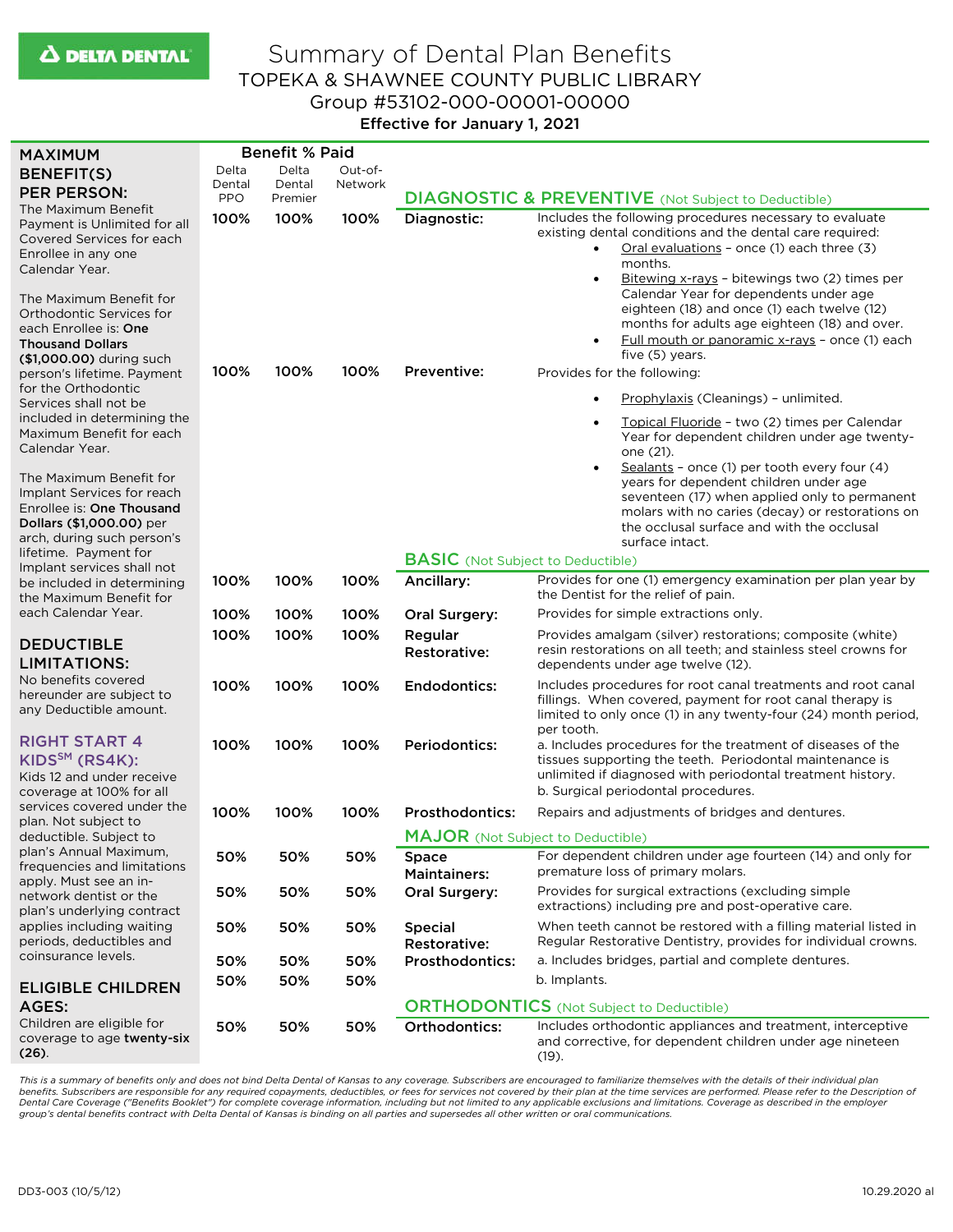# Summary of Dental Plan Benefits

## TOPEKA & SHAWNEE COUNTY PUBLIC LIBRARY

## Group #53102-000-00001-00000

**Effective for January 1, 2021**

## MAXIMUM BENEFIT(S) PER PERSON:

The Maximum Benefit Payment is Unlimited for all Covered Services for each Enrollee in any one Calendar Year.

The Maximum Benefit for Orthodontic Services for each Enrollee is: **One Thousand Dollars ($1,000.00)** during such person's lifetime. Payment for the Orthodontic Services shall not be included in determining the Maximum Benefit for each Calendar Year.

The Maximum Benefit for Implant Services for reach Enrollee is: **One Thousand Dollars ($1,000.00)** per arch, during such person's lifetime. Payment for Implant services shall not be included in determining the Maximum Benefit for each Calendar Year.

## DEDUCTIBLE LIMITATIONS:

No benefits covered hereunder are subject to any Deductible amount.

## RIGHT START 4 KIDS℠ (RS4K):

Kids 12 and under receive coverage at 100% for all services covered under the plan. Not subject to deductible. Subject to plan's Annual Maximum, frequencies and limitations apply. Must see an in-network dentist or the plan's underlying contract applies including waiting periods, deductibles and coinsurance levels.

## ELIGIBLE CHILDREN AGES:

Children are eligible for coverage to age **twenty-six (26)**.

| Benefit % Paid: Delta Dental PPO | Delta Dental Premier | Out-of-Network | Service | Description |
|---|---|---|---|---|
| | | | **DIAGNOSTIC & PREVENTIVE** (Not Subject to Deductible) | |
| 100% | 100% | 100% | **Diagnostic:** | Includes the following procedures necessary to evaluate existing dental conditions and the dental care required: • Oral evaluations – once (1) each three (3) months. • Bitewing x-rays – bitewings two (2) times per Calendar Year for dependents under age eighteen (18) and once (1) each twelve (12) months for adults age eighteen (18) and over. • Full mouth or panoramic x-rays – once (1) each five (5) years. |
| 100% | 100% | 100% | **Preventive:** | Provides for the following: • Prophylaxis (Cleanings) – unlimited. • Topical Fluoride – two (2) times per Calendar Year for dependent children under age twenty-one (21). • Sealants – once (1) per tooth every four (4) years for dependent children under age seventeen (17) when applied only to permanent molars with no caries (decay) or restorations on the occlusal surface and with the occlusal surface intact. |
| | | | **BASIC** (Not Subject to Deductible) | |
| 100% | 100% | 100% | **Ancillary:** | Provides for one (1) emergency examination per plan year by the Dentist for the relief of pain. |
| 100% | 100% | 100% | **Oral Surgery:** | Provides for simple extractions only. |
| 100% | 100% | 100% | **Regular Restorative:** | Provides amalgam (silver) restorations; composite (white) resin restorations on all teeth; and stainless steel crowns for dependents under age twelve (12). |
| 100% | 100% | 100% | **Endodontics:** | Includes procedures for root canal treatments and root canal fillings. When covered, payment for root canal therapy is limited to only once (1) in any twenty-four (24) month period, per tooth. |
| 100% | 100% | 100% | **Periodontics:** | a. Includes procedures for the treatment of diseases of the tissues supporting the teeth. Periodontal maintenance is unlimited if diagnosed with periodontal treatment history. b. Surgical periodontal procedures. |
| 100% | 100% | 100% | **Prosthodontics:** | Repairs and adjustments of bridges and dentures. |
| | | | **MAJOR** (Not Subject to Deductible) | |
| 50% | 50% | 50% | **Space Maintainers:** | For dependent children under age fourteen (14) and only for premature loss of primary molars. |
| 50% | 50% | 50% | **Oral Surgery:** | Provides for surgical extractions (excluding simple extractions) including pre and post-operative care. |
| 50% | 50% | 50% | **Special Restorative:** | When teeth cannot be restored with a filling material listed in Regular Restorative Dentistry, provides for individual crowns. |
| 50% | 50% | 50% | **Prosthodontics:** | a. Includes bridges, partial and complete dentures. |
| 50% | 50% | 50% | | b. Implants. |
| | | | **ORTHODONTICS** (Not Subject to Deductible) | |
| 50% | 50% | 50% | **Orthodontics:** | Includes orthodontic appliances and treatment, interceptive and corrective, for dependent children under age nineteen (19). |

*This is a summary of benefits only and does not bind Delta Dental of Kansas to any coverage. Subscribers are encouraged to familiarize themselves with the details of their individual plan benefits. Subscribers are responsible for any required copayments, deductibles, or fees for services not covered by their plan at the time services are performed. Please refer to the Description of Dental Care Coverage ("Benefits Booklet") for complete coverage information, including but not limited to any applicable exclusions and limitations. Coverage as described in the employer group's dental benefits contract with Delta Dental of Kansas is binding on all parties and supersedes all other written or oral communications.*

DD3-003 (10/5/12) 10.29.2020 al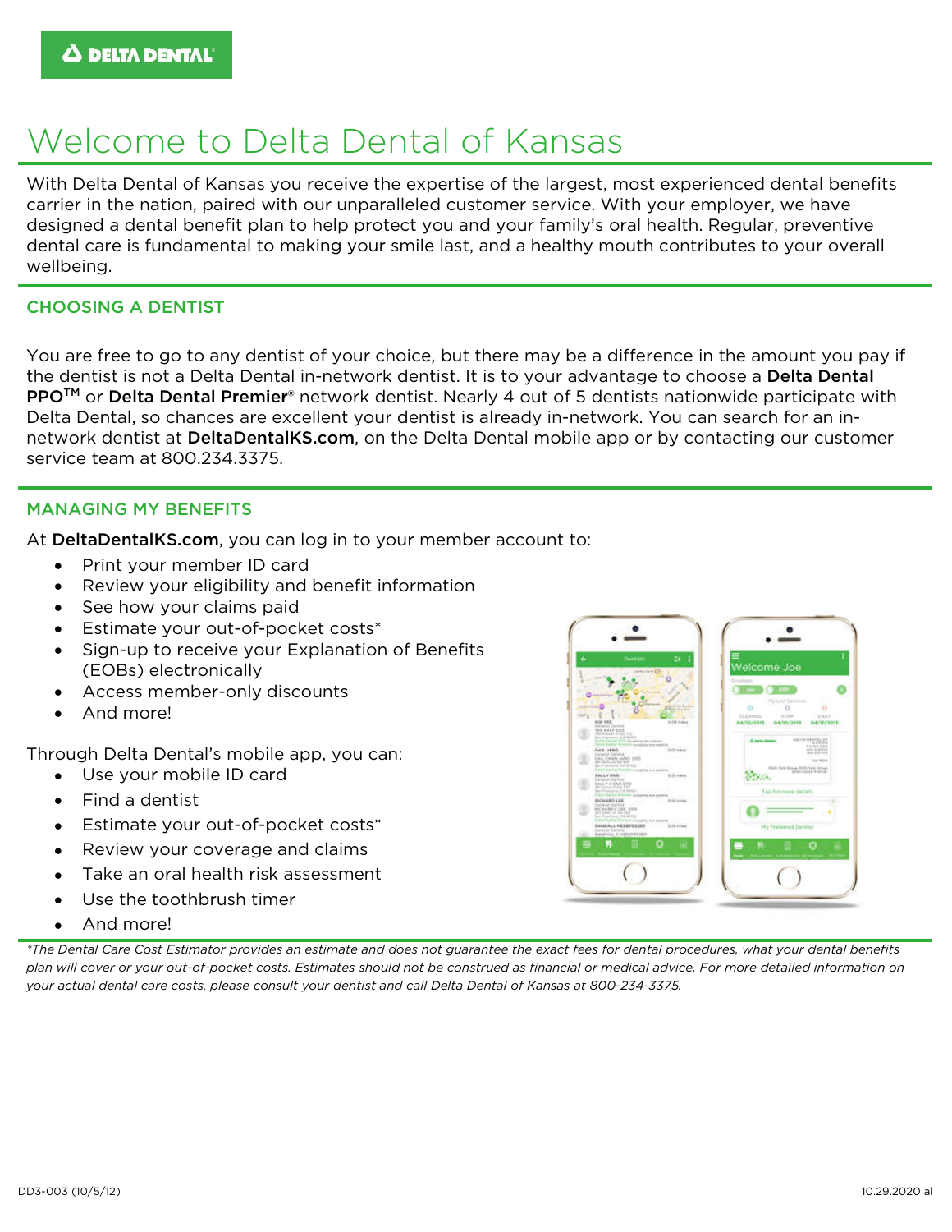DELTA DENTAL

# Welcome to Delta Dental of Kansas

With Delta Dental of Kansas you receive the expertise of the largest, most experienced dental benefits carrier in the nation, paired with our unparalleled customer service. With your employer, we have designed a dental benefit plan to help protect you and your family's oral health. Regular, preventive dental care is fundamental to making your smile last, and a healthy mouth contributes to your overall wellbeing.

## CHOOSING A DENTIST

You are free to go to any dentist of your choice, but there may be a difference in the amount you pay if the dentist is not a Delta Dental in-network dentist. It is to your advantage to choose a **Delta Dental PPO™** or **Delta Dental Premier®** network dentist. Nearly 4 out of 5 dentists nationwide participate with Delta Dental, so chances are excellent your dentist is already in-network. You can search for an in-network dentist at **DeltaDentalKS.com**, on the Delta Dental mobile app or by contacting our customer service team at 800.234.3375.

## MANAGING MY BENEFITS

At **DeltaDentalKS.com**, you can log in to your member account to:

- Print your member ID card
- Review your eligibility and benefit information
- See how your claims paid
- Estimate your out-of-pocket costs*
- Sign-up to receive your Explanation of Benefits (EOBs) electronically
- Access member-only discounts
- And more!

Through Delta Dental's mobile app, you can:

- Use your mobile ID card
- Find a dentist
- Estimate your out-of-pocket costs*
- Review your coverage and claims
- Take an oral health risk assessment
- Use the toothbrush timer
- And more!

*\*The Dental Care Cost Estimator provides an estimate and does not guarantee the exact fees for dental procedures, what your dental benefits plan will cover or your out-of-pocket costs. Estimates should not be construed as financial or medical advice. For more detailed information on your actual dental care costs, please consult your dentist and call Delta Dental of Kansas at 800-234-3375.*

DD3-003 (10/5/12)

10.29.2020 al